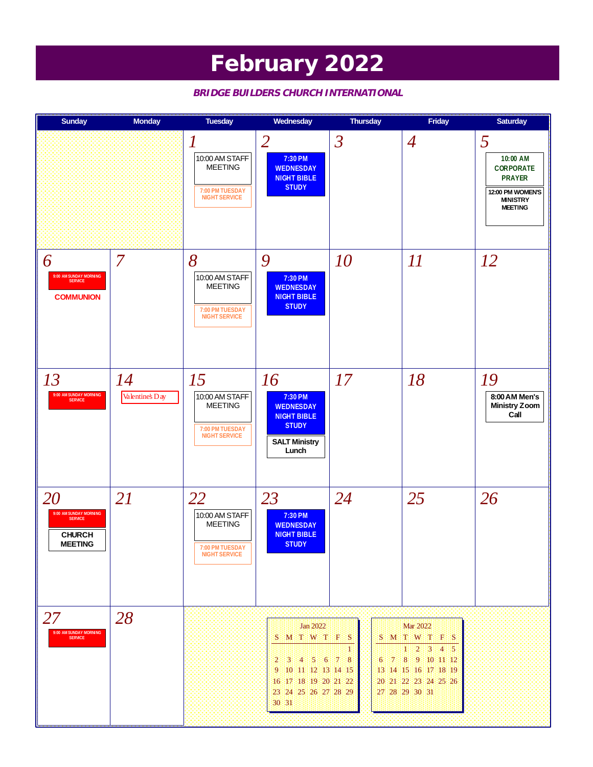# February 2022

***BRIDGE BUILDERS CHURCH INTERNATIONAL***

| Sunday | Monday | Tuesday | Wednesday | Thursday | Friday | Saturday |
|---|---|---|---|---|---|---|
| | | 1<br>10:00 AM STAFF MEETING<br>7:00 PM TUESDAY NIGHT SERVICE | 2<br>7:30 PM WEDNESDAY NIGHT BIBLE STUDY | 3 | 4 | 5<br>10:00 AM CORPORATE PRAYER<br>12:00 PM WOMEN'S MINISTRY MEETING |
| 6<br>9:00 AM SUNDAY MORNING SERVICE<br>COMMUNION | 7 | 8<br>10:00 AM STAFF MEETING<br>7:00 PM TUESDAY NIGHT SERVICE | 9<br>7:30 PM WEDNESDAY NIGHT BIBLE STUDY | 10 | 11 | 12 |
| 13<br>9:00 AM SUNDAY MORNING SERVICE | 14<br>Valentine's Day | 15<br>10:00 AM STAFF MEETING<br>7:00 PM TUESDAY NIGHT SERVICE | 16<br>7:30 PM WEDNESDAY NIGHT BIBLE STUDY<br>SALT Ministry Lunch | 17 | 18 | 19<br>8:00 AM Men's Ministry Zoom Call |
| 20<br>9:00 AM SUNDAY MORNING SERVICE<br>CHURCH MEETING | 21 | 22<br>10:00 AM STAFF MEETING<br>7:00 PM TUESDAY NIGHT SERVICE | 23<br>7:30 PM WEDNESDAY NIGHT BIBLE STUDY | 24 | 25 | 26 |
| 27<br>9:00 AM SUNDAY MORNING SERVICE | 28 | | | | | |

**Jan 2022**

| S | M | T | W | T | F | S |
|---|---|---|---|---|---|---|
| | | | | | | 1 |
| 2 | 3 | 4 | 5 | 6 | 7 | 8 |
| 9 | 10 | 11 | 12 | 13 | 14 | 15 |
| 16 | 17 | 18 | 19 | 20 | 21 | 22 |
| 23 | 24 | 25 | 26 | 27 | 28 | 29 |
| 30 | 31 | | | | | |

**Mar 2022**

| S | M | T | W | T | F | S |
|---|---|---|---|---|---|---|
| | | 1 | 2 | 3 | 4 | 5 |
| 6 | 7 | 8 | 9 | 10 | 11 | 12 |
| 13 | 14 | 15 | 16 | 17 | 18 | 19 |
| 20 | 21 | 22 | 23 | 24 | 25 | 26 |
| 27 | 28 | 29 | 30 | 31 | | |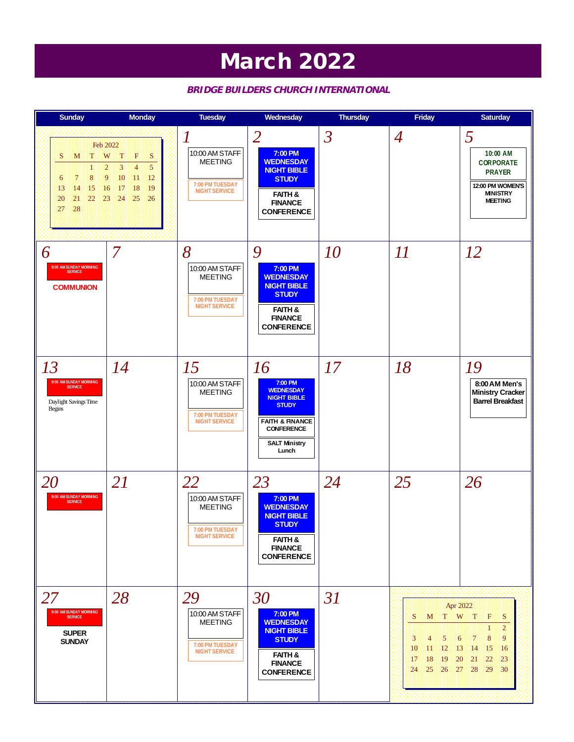# March 2022

***BRIDGE BUILDERS CHURCH INTERNATIONAL***

| Sunday | Monday | Tuesday | Wednesday | Thursday | Friday | Saturday |
|---|---|---|---|---|---|---|
| Feb 2022 (mini calendar) | | 1<br>10:00 AM STAFF MEETING<br>7:00 PM TUESDAY NIGHT SERVICE | 2<br>7:00 PM WEDNESDAY NIGHT BIBLE STUDY<br>FAITH & FINANCE CONFERENCE | 3 | 4 | 5<br>10:00 AM CORPORATE PRAYER<br>12:00 PM WOMEN'S MINISTRY MEETING |
| 6<br>9:00 AM SUNDAY MORNING SERVICE<br>COMMUNION | 7 | 8<br>10:00 AM STAFF MEETING<br>7:00 PM TUESDAY NIGHT SERVICE | 9<br>7:00 PM WEDNESDAY NIGHT BIBLE STUDY<br>FAITH & FINANCE CONFERENCE | 10 | 11 | 12 |
| 13<br>9:00 AM SUNDAY MORNING SERVICE<br>Daylight Savings Time Begins | 14 | 15<br>10:00 AM STAFF MEETING<br>7:00 PM TUESDAY NIGHT SERVICE | 16<br>7:00 PM WEDNESDAY NIGHT BIBLE STUDY<br>FAITH & FINANCE CONFERENCE<br>SALT Ministry Lunch | 17 | 18 | 19<br>8:00 AM Men's Ministry Cracker Barrel Breakfast |
| 20<br>9:00 AM SUNDAY MORNING SERVICE | 21 | 22<br>10:00 AM STAFF MEETING<br>7:00 PM TUESDAY NIGHT SERVICE | 23<br>7:00 PM WEDNESDAY NIGHT BIBLE STUDY<br>FAITH & FINANCE CONFERENCE | 24 | 25 | 26 |
| 27<br>9:00 AM SUNDAY MORNING SERVICE<br>SUPER SUNDAY | 28 | 29<br>10:00 AM STAFF MEETING<br>7:00 PM TUESDAY NIGHT SERVICE | 30<br>7:00 PM WEDNESDAY NIGHT BIBLE STUDY<br>FAITH & FINANCE CONFERENCE | 31 | Apr 2022 (mini calendar) | |

**Feb 2022**

| S | M | T | W | T | F | S |
|---|---|---|---|---|---|---|
| | | 1 | 2 | 3 | 4 | 5 |
| 6 | 7 | 8 | 9 | 10 | 11 | 12 |
| 13 | 14 | 15 | 16 | 17 | 18 | 19 |
| 20 | 21 | 22 | 23 | 24 | 25 | 26 |
| 27 | 28 | | | | | |

**Apr 2022**

| S | M | T | W | T | F | S |
|---|---|---|---|---|---|---|
| | | | | | 1 | 2 |
| 3 | 4 | 5 | 6 | 7 | 8 | 9 |
| 10 | 11 | 12 | 13 | 14 | 15 | 16 |
| 17 | 18 | 19 | 20 | 21 | 22 | 23 |
| 24 | 25 | 26 | 27 | 28 | 29 | 30 |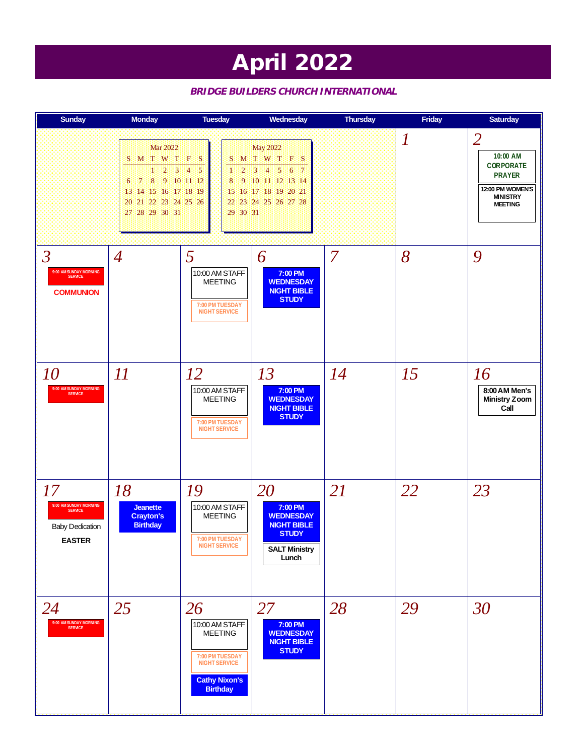# April 2022

***BRIDGE BUILDERS CHURCH INTERNATIONAL***

| Sunday | Monday | Tuesday | Wednesday | Thursday | Friday | Saturday |
|---|---|---|---|---|---|---|
| | | | | | 1 | 2<br>10:00 AM CORPORATE PRAYER<br>12:00 PM WOMEN'S MINISTRY MEETING |
| 3<br>9:00 AM SUNDAY MORNING SERVICE<br>COMMUNION | 4 | 5<br>10:00 AM STAFF MEETING<br>7:00 PM TUESDAY NIGHT SERVICE | 6<br>7:00 PM WEDNESDAY NIGHT BIBLE STUDY | 7 | 8 | 9 |
| 10<br>9:00 AM SUNDAY MORNING SERVICE | 11 | 12<br>10:00 AM STAFF MEETING<br>7:00 PM TUESDAY NIGHT SERVICE | 13<br>7:00 PM WEDNESDAY NIGHT BIBLE STUDY | 14 | 15 | 16<br>8:00 AM Men's Ministry Zoom Call |
| 17<br>9:00 AM SUNDAY MORNING SERVICE<br>Baby Dedication<br>EASTER | 18<br>Jeanette Crayton's Birthday | 19<br>10:00 AM STAFF MEETING<br>7:00 PM TUESDAY NIGHT SERVICE | 20<br>7:00 PM WEDNESDAY NIGHT BIBLE STUDY<br>SALT Ministry Lunch | 21 | 22 | 23 |
| 24<br>9:00 AM SUNDAY MORNING SERVICE | 25 | 26<br>10:00 AM STAFF MEETING<br>7:00 PM TUESDAY NIGHT SERVICE<br>Cathy Nixon's Birthday | 27<br>7:00 PM WEDNESDAY NIGHT BIBLE STUDY | 28 | 29 | 30 |

**Mar 2022**

| S | M | T | W | T | F | S |
|---|---|---|---|---|---|---|
| | | 1 | 2 | 3 | 4 | 5 |
| 6 | 7 | 8 | 9 | 10 | 11 | 12 |
| 13 | 14 | 15 | 16 | 17 | 18 | 19 |
| 20 | 21 | 22 | 23 | 24 | 25 | 26 |
| 27 | 28 | 29 | 30 | 31 | | |

**May 2022**

| S | M | T | W | T | F | S |
|---|---|---|---|---|---|---|
| 1 | 2 | 3 | 4 | 5 | 6 | 7 |
| 8 | 9 | 10 | 11 | 12 | 13 | 14 |
| 15 | 16 | 17 | 18 | 19 | 20 | 21 |
| 22 | 23 | 24 | 25 | 26 | 27 | 28 |
| 29 | 30 | 31 | | | | |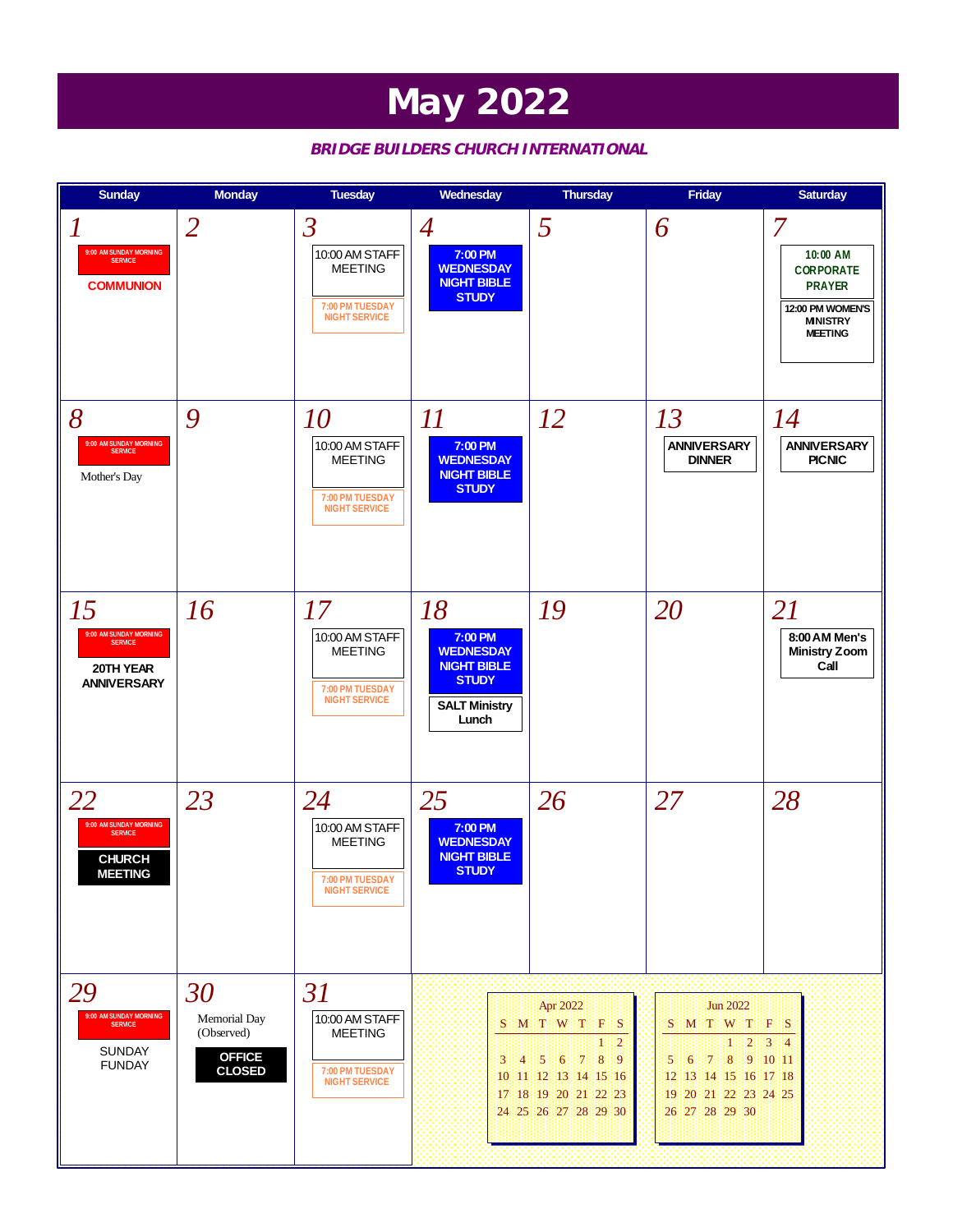# May 2022

***BRIDGE BUILDERS CHURCH INTERNATIONAL***

| Sunday | Monday | Tuesday | Wednesday | Thursday | Friday | Saturday |
|---|---|---|---|---|---|---|
| 1<br>9:00 AM SUNDAY MORNING SERVICE<br>COMMUNION | 2 | 3<br>10:00 AM STAFF MEETING<br>7:00 PM TUESDAY NIGHT SERVICE | 4<br>7:00 PM WEDNESDAY NIGHT BIBLE STUDY | 5 | 6 | 7<br>10:00 AM CORPORATE PRAYER<br>12:00 PM WOMEN'S MINISTRY MEETING |
| 8<br>9:00 AM SUNDAY MORNING SERVICE<br>Mother's Day | 9 | 10<br>10:00 AM STAFF MEETING<br>7:00 PM TUESDAY NIGHT SERVICE | 11<br>7:00 PM WEDNESDAY NIGHT BIBLE STUDY | 12 | 13<br>ANNIVERSARY DINNER | 14<br>ANNIVERSARY PICNIC |
| 15<br>9:00 AM SUNDAY MORNING SERVICE<br>20TH YEAR ANNIVERSARY | 16 | 17<br>10:00 AM STAFF MEETING<br>7:00 PM TUESDAY NIGHT SERVICE | 18<br>7:00 PM WEDNESDAY NIGHT BIBLE STUDY<br>SALT Ministry Lunch | 19 | 20 | 21<br>8:00 AM Men's Ministry Zoom Call |
| 22<br>9:00 AM SUNDAY MORNING SERVICE<br>CHURCH MEETING | 23 | 24<br>10:00 AM STAFF MEETING<br>7:00 PM TUESDAY NIGHT SERVICE | 25<br>7:00 PM WEDNESDAY NIGHT BIBLE STUDY | 26 | 27 | 28 |
| 29<br>9:00 AM SUNDAY MORNING SERVICE<br>SUNDAY FUNDAY | 30<br>Memorial Day (Observed)<br>OFFICE CLOSED | 31<br>10:00 AM STAFF MEETING<br>7:00 PM TUESDAY NIGHT SERVICE | | | | |

**Apr 2022**

| S | M | T | W | T | F | S |
|---|---|---|---|---|---|---|
| | | | | | 1 | 2 |
| 3 | 4 | 5 | 6 | 7 | 8 | 9 |
| 10 | 11 | 12 | 13 | 14 | 15 | 16 |
| 17 | 18 | 19 | 20 | 21 | 22 | 23 |
| 24 | 25 | 26 | 27 | 28 | 29 | 30 |

**Jun 2022**

| S | M | T | W | T | F | S |
|---|---|---|---|---|---|---|
| | | | 1 | 2 | 3 | 4 |
| 5 | 6 | 7 | 8 | 9 | 10 | 11 |
| 12 | 13 | 14 | 15 | 16 | 17 | 18 |
| 19 | 20 | 21 | 22 | 23 | 24 | 25 |
| 26 | 27 | 28 | 29 | 30 | | |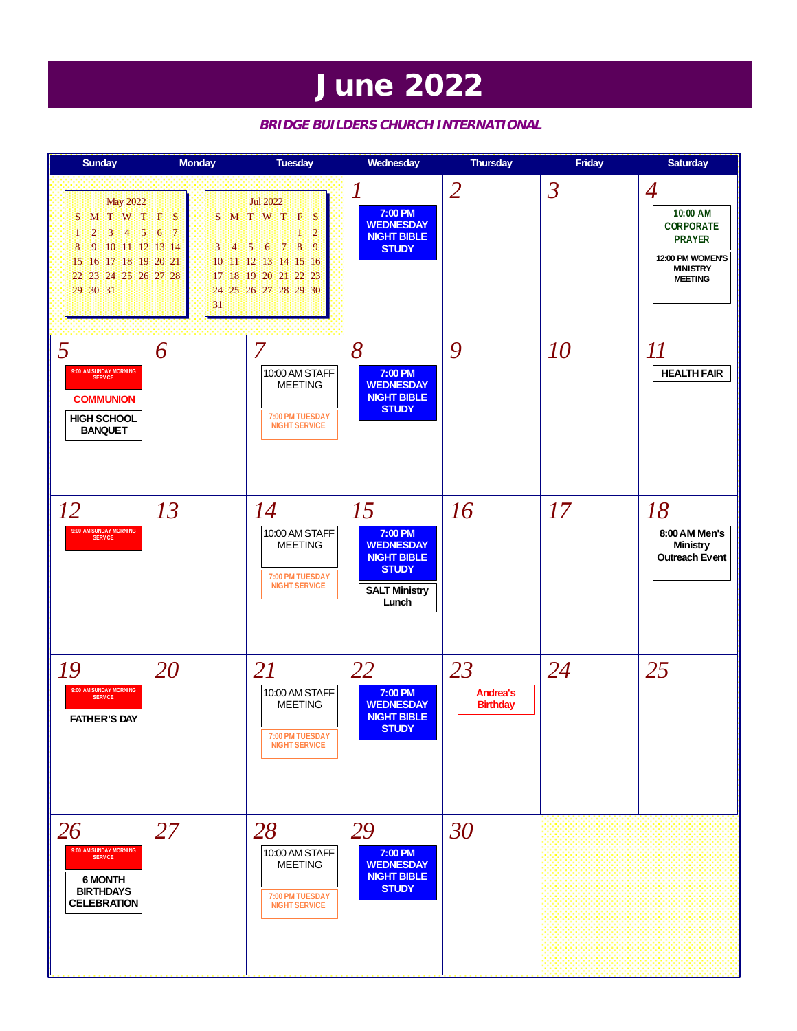# June 2022

***BRIDGE BUILDERS CHURCH INTERNATIONAL***

| Sunday | Monday | Tuesday | Wednesday | Thursday | Friday | Saturday |
|---|---|---|---|---|---|---|
| | | | 1<br>7:00 PM WEDNESDAY NIGHT BIBLE STUDY | 2 | 3 | 4<br>10:00 AM CORPORATE PRAYER<br>12:00 PM WOMEN'S MINISTRY MEETING |
| 5<br>9:00 AM SUNDAY MORNING SERVICE<br>COMMUNION<br>HIGH SCHOOL BANQUET | 6 | 7<br>10:00 AM STAFF MEETING<br>7:00 PM TUESDAY NIGHT SERVICE | 8<br>7:00 PM WEDNESDAY NIGHT BIBLE STUDY | 9 | 10 | 11<br>HEALTH FAIR |
| 12<br>9:00 AM SUNDAY MORNING SERVICE | 13 | 14<br>10:00 AM STAFF MEETING<br>7:00 PM TUESDAY NIGHT SERVICE | 15<br>7:00 PM WEDNESDAY NIGHT BIBLE STUDY<br>SALT Ministry Lunch | 16 | 17 | 18<br>8:00 AM Men's Ministry Outreach Event |
| 19<br>9:00 AM SUNDAY MORNING SERVICE<br>FATHER'S DAY | 20 | 21<br>10:00 AM STAFF MEETING<br>7:00 PM TUESDAY NIGHT SERVICE | 22<br>7:00 PM WEDNESDAY NIGHT BIBLE STUDY | 23<br>Andrea's Birthday | 24 | 25 |
| 26<br>9:00 AM SUNDAY MORNING SERVICE<br>6 MONTH BIRTHDAYS CELEBRATION | 27 | 28<br>10:00 AM STAFF MEETING<br>7:00 PM TUESDAY NIGHT SERVICE | 29<br>7:00 PM WEDNESDAY NIGHT BIBLE STUDY | 30 | | |

May 2022

| S | M | T | W | T | F | S |
|---|---|---|---|---|---|---|
| 1 | 2 | 3 | 4 | 5 | 6 | 7 |
| 8 | 9 | 10 | 11 | 12 | 13 | 14 |
| 15 | 16 | 17 | 18 | 19 | 20 | 21 |
| 22 | 23 | 24 | 25 | 26 | 27 | 28 |
| 29 | 30 | 31 | | | | |

Jul 2022

| S | M | T | W | T | F | S |
|---|---|---|---|---|---|---|
| | | | | | 1 | 2 |
| 3 | 4 | 5 | 6 | 7 | 8 | 9 |
| 10 | 11 | 12 | 13 | 14 | 15 | 16 |
| 17 | 18 | 19 | 20 | 21 | 22 | 23 |
| 24 | 25 | 26 | 27 | 28 | 29 | 30 |
| 31 | | | | | | |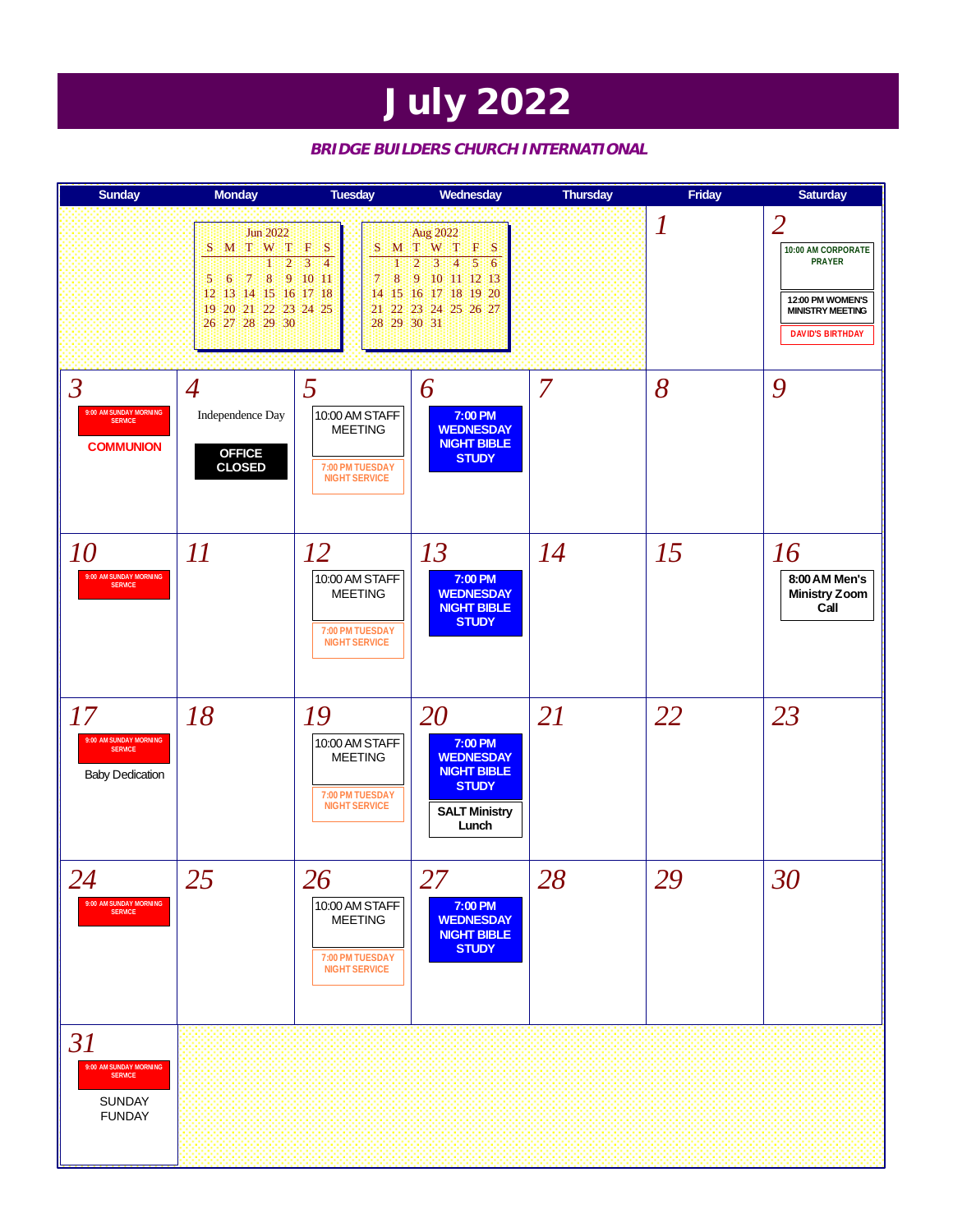# July 2022

***BRIDGE BUILDERS CHURCH INTERNATIONAL***

| Sunday | Monday | Tuesday | Wednesday | Thursday | Friday | Saturday |
|---|---|---|---|---|---|---|
| | | | | | 1 | 2<br>10:00 AM CORPORATE PRAYER<br>12:00 PM WOMEN'S MINISTRY MEETING<br>DAVID'S BIRTHDAY |
| 3<br>9:00 AM SUNDAY MORNING SERVICE<br>COMMUNION | 4<br>Independence Day<br>OFFICE CLOSED | 5<br>10:00 AM STAFF MEETING<br>7:00 PM TUESDAY NIGHT SERVICE | 6<br>7:00 PM WEDNESDAY NIGHT BIBLE STUDY | 7 | 8 | 9 |
| 10<br>9:00 AM SUNDAY MORNING SERVICE | 11 | 12<br>10:00 AM STAFF MEETING<br>7:00 PM TUESDAY NIGHT SERVICE | 13<br>7:00 PM WEDNESDAY NIGHT BIBLE STUDY | 14 | 15 | 16<br>8:00 AM Men's Ministry Zoom Call |
| 17<br>9:00 AM SUNDAY MORNING SERVICE<br>Baby Dedication | 18 | 19<br>10:00 AM STAFF MEETING<br>7:00 PM TUESDAY NIGHT SERVICE | 20<br>7:00 PM WEDNESDAY NIGHT BIBLE STUDY<br>SALT Ministry Lunch | 21 | 22 | 23 |
| 24<br>9:00 AM SUNDAY MORNING SERVICE | 25 | 26<br>10:00 AM STAFF MEETING<br>7:00 PM TUESDAY NIGHT SERVICE | 27<br>7:00 PM WEDNESDAY NIGHT BIBLE STUDY | 28 | 29 | 30 |
| 31<br>9:00 AM SUNDAY MORNING SERVICE<br>SUNDAY FUNDAY | | | | | | |

**Jun 2022**

| S | M | T | W | T | F | S |
|---|---|---|---|---|---|---|
| | | | 1 | 2 | 3 | 4 |
| 5 | 6 | 7 | 8 | 9 | 10 | 11 |
| 12 | 13 | 14 | 15 | 16 | 17 | 18 |
| 19 | 20 | 21 | 22 | 23 | 24 | 25 |
| 26 | 27 | 28 | 29 | 30 | | |

**Aug 2022**

| S | M | T | W | T | F | S |
|---|---|---|---|---|---|---|
| | 1 | 2 | 3 | 4 | 5 | 6 |
| 7 | 8 | 9 | 10 | 11 | 12 | 13 |
| 14 | 15 | 16 | 17 | 18 | 19 | 20 |
| 21 | 22 | 23 | 24 | 25 | 26 | 27 |
| 28 | 29 | 30 | 31 | | | |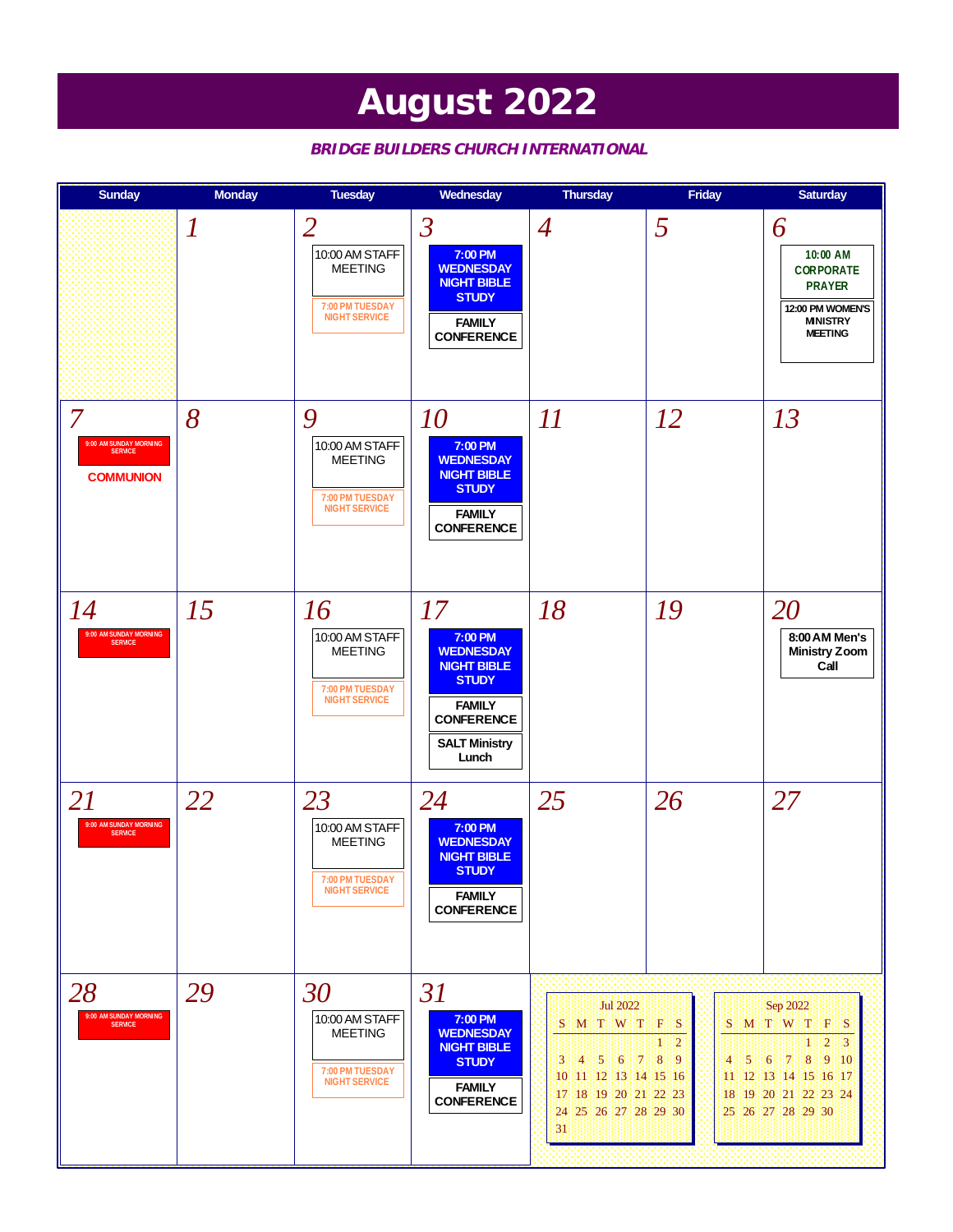# August 2022

***BRIDGE BUILDERS CHURCH INTERNATIONAL***

| Sunday | Monday | Tuesday | Wednesday | Thursday | Friday | Saturday |
|---|---|---|---|---|---|---|
| | 1 | 2<br>10:00 AM STAFF MEETING<br>7:00 PM TUESDAY NIGHT SERVICE | 3<br>7:00 PM WEDNESDAY NIGHT BIBLE STUDY<br>FAMILY CONFERENCE | 4 | 5 | 6<br>10:00 AM CORPORATE PRAYER<br>12:00 PM WOMEN'S MINISTRY MEETING |
| 7<br>9:00 AM SUNDAY MORNING SERVICE<br>COMMUNION | 8 | 9<br>10:00 AM STAFF MEETING<br>7:00 PM TUESDAY NIGHT SERVICE | 10<br>7:00 PM WEDNESDAY NIGHT BIBLE STUDY<br>FAMILY CONFERENCE | 11 | 12 | 13 |
| 14<br>9:00 AM SUNDAY MORNING SERVICE | 15 | 16<br>10:00 AM STAFF MEETING<br>7:00 PM TUESDAY NIGHT SERVICE | 17<br>7:00 PM WEDNESDAY NIGHT BIBLE STUDY<br>FAMILY CONFERENCE<br>SALT Ministry Lunch | 18 | 19 | 20<br>8:00 AM Men's Ministry Zoom Call |
| 21<br>9:00 AM SUNDAY MORNING SERVICE | 22 | 23<br>10:00 AM STAFF MEETING<br>7:00 PM TUESDAY NIGHT SERVICE | 24<br>7:00 PM WEDNESDAY NIGHT BIBLE STUDY<br>FAMILY CONFERENCE | 25 | 26 | 27 |
| 28<br>9:00 AM SUNDAY MORNING SERVICE | 29 | 30<br>10:00 AM STAFF MEETING<br>7:00 PM TUESDAY NIGHT SERVICE | 31<br>7:00 PM WEDNESDAY NIGHT BIBLE STUDY<br>FAMILY CONFERENCE | | | |

**Jul 2022**

| S | M | T | W | T | F | S |
|---|---|---|---|---|---|---|
| | | | | | 1 | 2 |
| 3 | 4 | 5 | 6 | 7 | 8 | 9 |
| 10 | 11 | 12 | 13 | 14 | 15 | 16 |
| 17 | 18 | 19 | 20 | 21 | 22 | 23 |
| 24 | 25 | 26 | 27 | 28 | 29 | 30 |
| 31 | | | | | | |

**Sep 2022**

| S | M | T | W | T | F | S |
|---|---|---|---|---|---|---|
| | | | | 1 | 2 | 3 |
| 4 | 5 | 6 | 7 | 8 | 9 | 10 |
| 11 | 12 | 13 | 14 | 15 | 16 | 17 |
| 18 | 19 | 20 | 21 | 22 | 23 | 24 |
| 25 | 26 | 27 | 28 | 29 | 30 | |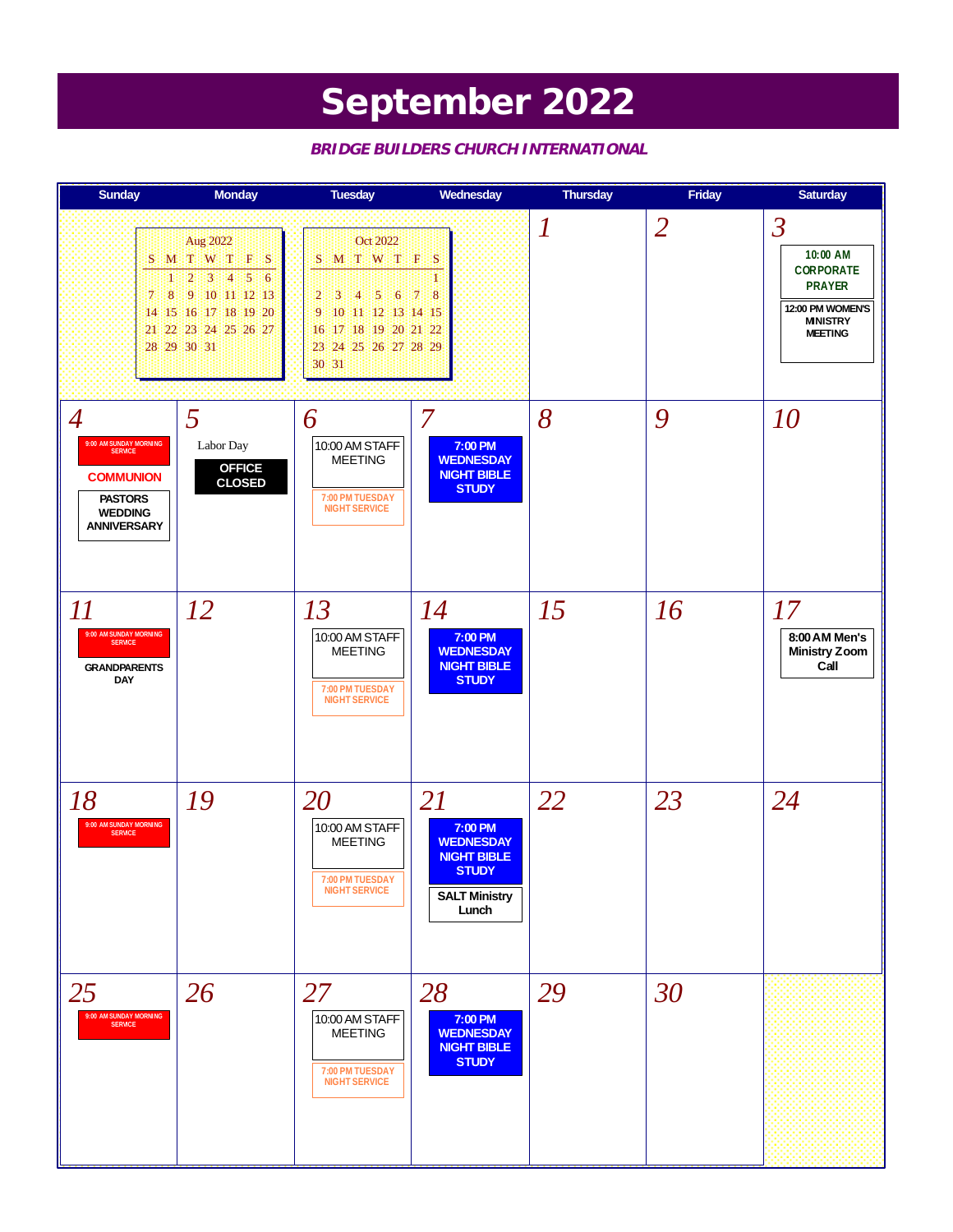# September 2022

***BRIDGE BUILDERS CHURCH INTERNATIONAL***

| Sunday | Monday | Tuesday | Wednesday | Thursday | Friday | Saturday |
|---|---|---|---|---|---|---|
| Aug 2022 (S M T W T F S: 1 2 3 4 5 6 / 7 8 9 10 11 12 13 / 14 15 16 17 18 19 20 / 21 22 23 24 25 26 27 / 28 29 30 31) | | Oct 2022 (S M T W T F S: 1 / 2 3 4 5 6 7 8 / 9 10 11 12 13 14 15 / 16 17 18 19 20 21 22 / 23 24 25 26 27 28 29 / 30 31) | | 1 | 2 | 3<br>10:00 AM CORPORATE PRAYER<br>12:00 PM WOMEN'S MINISTRY MEETING |
| 4<br>9:00 AM SUNDAY MORNING SERVICE<br>COMMUNION<br>PASTORS WEDDING ANNIVERSARY | 5<br>Labor Day<br>OFFICE CLOSED | 6<br>10:00 AM STAFF MEETING<br>7:00 PM TUESDAY NIGHT SERVICE | 7<br>7:00 PM WEDNESDAY NIGHT BIBLE STUDY | 8 | 9 | 10 |
| 11<br>9:00 AM SUNDAY MORNING SERVICE<br>GRANDPARENTS DAY | 12 | 13<br>10:00 AM STAFF MEETING<br>7:00 PM TUESDAY NIGHT SERVICE | 14<br>7:00 PM WEDNESDAY NIGHT BIBLE STUDY | 15 | 16 | 17<br>8:00 AM Men's Ministry Zoom Call |
| 18<br>9:00 AM SUNDAY MORNING SERVICE | 19 | 20<br>10:00 AM STAFF MEETING<br>7:00 PM TUESDAY NIGHT SERVICE | 21<br>7:00 PM WEDNESDAY NIGHT BIBLE STUDY<br>SALT Ministry Lunch | 22 | 23 | 24 |
| 25<br>9:00 AM SUNDAY MORNING SERVICE | 26 | 27<br>10:00 AM STAFF MEETING<br>7:00 PM TUESDAY NIGHT SERVICE | 28<br>7:00 PM WEDNESDAY NIGHT BIBLE STUDY | 29 | 30 | |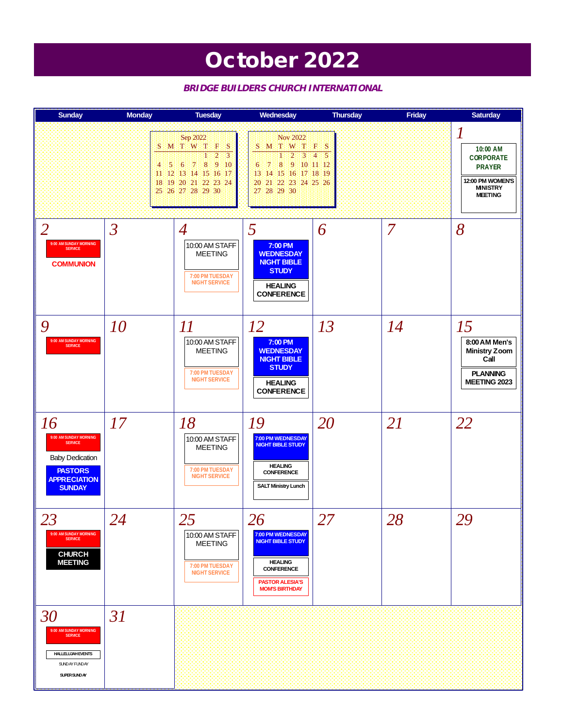# October 2022

***BRIDGE BUILDERS CHURCH INTERNATIONAL***

| Sunday | Monday | Tuesday | Wednesday | Thursday | Friday | Saturday |
|---|---|---|---|---|---|---|
| | | Sep 2022 (mini calendar) | Nov 2022 (mini calendar) | | | **1** 10:00 AM CORPORATE PRAYER; 12:00 PM WOMEN'S MINISTRY MEETING |
| **2** 9:00 AM SUNDAY MORNING SERVICE; COMMUNION | **3** | **4** 10:00 AM STAFF MEETING; 7:00 PM TUESDAY NIGHT SERVICE | **5** 7:00 PM WEDNESDAY NIGHT BIBLE STUDY; HEALING CONFERENCE | **6** | **7** | **8** |
| **9** 9:00 AM SUNDAY MORNING SERVICE | **10** | **11** 10:00 AM STAFF MEETING; 7:00 PM TUESDAY NIGHT SERVICE | **12** 7:00 PM WEDNESDAY NIGHT BIBLE STUDY; HEALING CONFERENCE | **13** | **14** | **15** 8:00 AM Men's Ministry Zoom Call; PLANNING MEETING 2023 |
| **16** 9:00 AM SUNDAY MORNING SERVICE; Baby Dedication; PASTORS APPRECIATION SUNDAY | **17** | **18** 10:00 AM STAFF MEETING; 7:00 PM TUESDAY NIGHT SERVICE | **19** 7:00 PM WEDNESDAY NIGHT BIBLE STUDY; HEALING CONFERENCE; SALT Ministry Lunch | **20** | **21** | **22** |
| **23** 9:00 AM SUNDAY MORNING SERVICE; CHURCH MEETING | **24** | **25** 10:00 AM STAFF MEETING; 7:00 PM TUESDAY NIGHT SERVICE | **26** 7:00 PM WEDNESDAY NIGHT BIBLE STUDY; HEALING CONFERENCE; PASTOR ALESIA'S MOM'S BIRTHDAY | **27** | **28** | **29** |
| **30** 9:00 AM SUNDAY MORNING SERVICE; HALLELUJAH EVENTS; SUNDAY FUNDAY; SUPER SUNDAY | **31** | | | | | |

**Sep 2022**

| S | M | T | W | T | F | S |
|---|---|---|---|---|---|---|
| | | | | 1 | 2 | 3 |
| 4 | 5 | 6 | 7 | 8 | 9 | 10 |
| 11 | 12 | 13 | 14 | 15 | 16 | 17 |
| 18 | 19 | 20 | 21 | 22 | 23 | 24 |
| 25 | 26 | 27 | 28 | 29 | 30 | |

**Nov 2022**

| S | M | T | W | T | F | S |
|---|---|---|---|---|---|---|
| | | 1 | 2 | 3 | 4 | 5 |
| 6 | 7 | 8 | 9 | 10 | 11 | 12 |
| 13 | 14 | 15 | 16 | 17 | 18 | 19 |
| 20 | 21 | 22 | 23 | 24 | 25 | 26 |
| 27 | 28 | 29 | 30 | | | |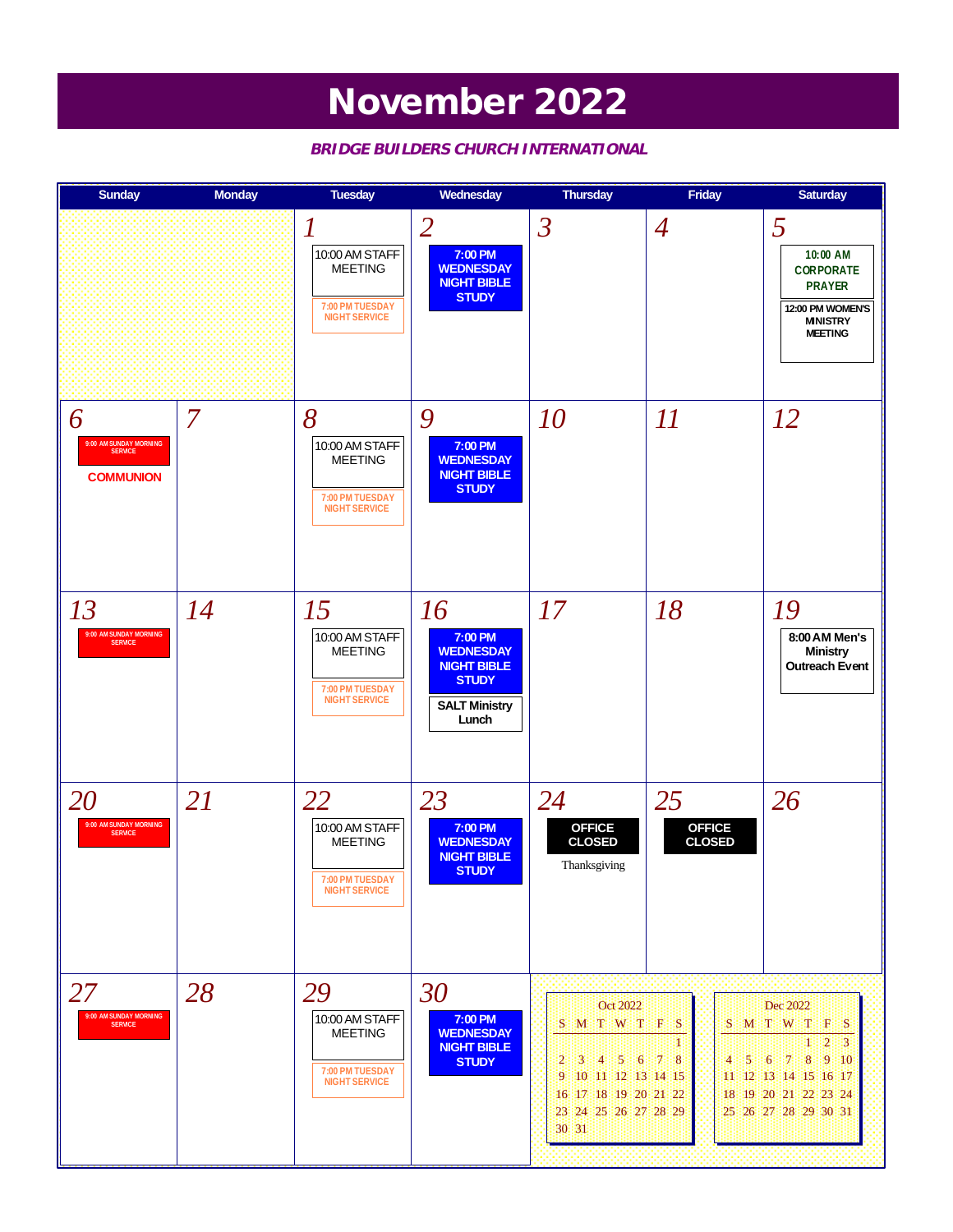# November 2022

***BRIDGE BUILDERS CHURCH INTERNATIONAL***

| Sunday | Monday | Tuesday | Wednesday | Thursday | Friday | Saturday |
|---|---|---|---|---|---|---|
| | | 1<br>10:00 AM STAFF MEETING<br>7:00 PM TUESDAY NIGHT SERVICE | 2<br>**7:00 PM WEDNESDAY NIGHT BIBLE STUDY** | 3 | 4 | 5<br>10:00 AM CORPORATE PRAYER<br>12:00 PM WOMEN'S MINISTRY MEETING |
| 6<br>9:00 AM SUNDAY MORNING SERVICE<br>**COMMUNION** | 7 | 8<br>10:00 AM STAFF MEETING<br>7:00 PM TUESDAY NIGHT SERVICE | 9<br>**7:00 PM WEDNESDAY NIGHT BIBLE STUDY** | 10 | 11 | 12 |
| 13<br>9:00 AM SUNDAY MORNING SERVICE | 14 | 15<br>10:00 AM STAFF MEETING<br>7:00 PM TUESDAY NIGHT SERVICE | 16<br>**7:00 PM WEDNESDAY NIGHT BIBLE STUDY**<br>**SALT Ministry Lunch** | 17 | 18 | 19<br>**8:00 AM Men's Ministry Outreach Event** |
| 20<br>9:00 AM SUNDAY MORNING SERVICE | 21 | 22<br>10:00 AM STAFF MEETING<br>7:00 PM TUESDAY NIGHT SERVICE | 23<br>**7:00 PM WEDNESDAY NIGHT BIBLE STUDY** | 24<br>**OFFICE CLOSED**<br>Thanksgiving | 25<br>**OFFICE CLOSED** | 26 |
| 27<br>9:00 AM SUNDAY MORNING SERVICE | 28 | 29<br>10:00 AM STAFF MEETING<br>7:00 PM TUESDAY NIGHT SERVICE | 30<br>**7:00 PM WEDNESDAY NIGHT BIBLE STUDY** | | | |

**Oct 2022**

| S | M | T | W | T | F | S |
|---|---|---|---|---|---|---|
| | | | | | | 1 |
| 2 | 3 | 4 | 5 | 6 | 7 | 8 |
| 9 | 10 | 11 | 12 | 13 | 14 | 15 |
| 16 | 17 | 18 | 19 | 20 | 21 | 22 |
| 23 | 24 | 25 | 26 | 27 | 28 | 29 |
| 30 | 31 | | | | | |

**Dec 2022**

| S | M | T | W | T | F | S |
|---|---|---|---|---|---|---|
| | | | | 1 | 2 | 3 |
| 4 | 5 | 6 | 7 | 8 | 9 | 10 |
| 11 | 12 | 13 | 14 | 15 | 16 | 17 |
| 18 | 19 | 20 | 21 | 22 | 23 | 24 |
| 25 | 26 | 27 | 28 | 29 | 30 | 31 |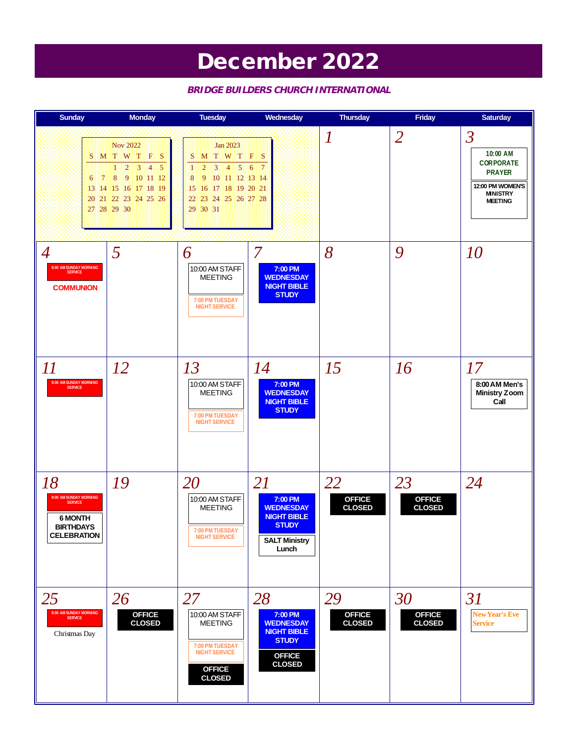# December 2022

***BRIDGE BUILDERS CHURCH INTERNATIONAL***

| Sunday | Monday | Tuesday | Wednesday | Thursday | Friday | Saturday |
|---|---|---|---|---|---|---|
| Nov 2022<br>S M T W T F S<br>1 2 3 4 5<br>6 7 8 9 10 11 12<br>13 14 15 16 17 18 19<br>20 21 22 23 24 25 26<br>27 28 29 30 | Jan 2023<br>S M T W T F S<br>1 2 3 4 5 6 7<br>8 9 10 11 12 13 14<br>15 16 17 18 19 20 21<br>22 23 24 25 26 27 28<br>29 30 31 | | | 1 | 2 | 3<br>10:00 AM CORPORATE PRAYER<br>12:00 PM WOMEN'S MINISTRY MEETING |
| 4<br>9:00 AM SUNDAY MORNING SERVICE<br>COMMUNION | 5 | 6<br>10:00 AM STAFF MEETING<br>7:00 PM TUESDAY NIGHT SERVICE | 7<br>7:00 PM WEDNESDAY NIGHT BIBLE STUDY | 8 | 9 | 10 |
| 11<br>9:00 AM SUNDAY MORNING SERVICE | 12 | 13<br>10:00 AM STAFF MEETING<br>7:00 PM TUESDAY NIGHT SERVICE | 14<br>7:00 PM WEDNESDAY NIGHT BIBLE STUDY | 15 | 16 | 17<br>8:00 AM Men's Ministry Zoom Call |
| 18<br>9:00 AM SUNDAY MORNING SERVICE<br>6 MONTH BIRTHDAYS CELEBRATION | 19 | 20<br>10:00 AM STAFF MEETING<br>7:00 PM TUESDAY NIGHT SERVICE | 21<br>7:00 PM WEDNESDAY NIGHT BIBLE STUDY<br>SALT Ministry Lunch | 22<br>OFFICE CLOSED | 23<br>OFFICE CLOSED | 24 |
| 25<br>9:00 AM SUNDAY MORNING SERVICE<br>Christmas Day | 26<br>OFFICE CLOSED | 27<br>10:00 AM STAFF MEETING<br>7:00 PM TUESDAY NIGHT SERVICE<br>OFFICE CLOSED | 28<br>7:00 PM WEDNESDAY NIGHT BIBLE STUDY<br>OFFICE CLOSED | 29<br>OFFICE CLOSED | 30<br>OFFICE CLOSED | 31<br>New Year's Eve Service |